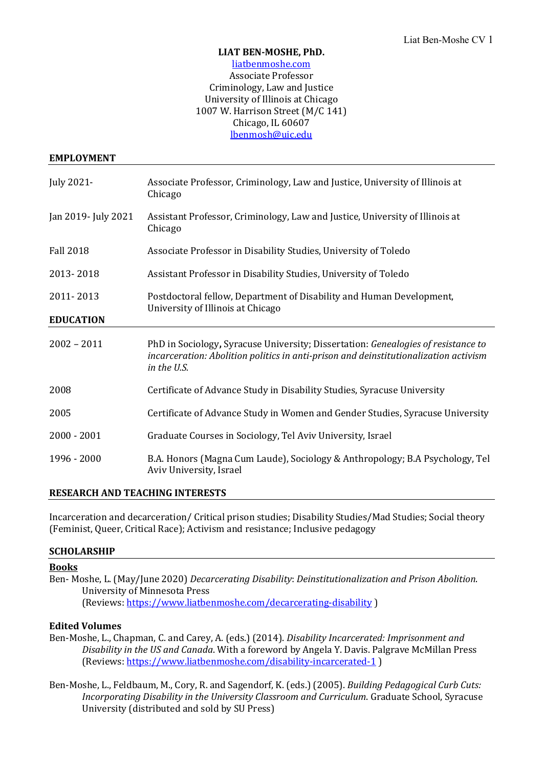**LIAT BEN-MOSHE, PhD.**

liatbenmoshe.com
Associate Professor
Criminology, Law and Justice
University of Illinois at Chicago
1007 W. Harrison Street (M/C 141)
Chicago, IL 60607
lbenmosh@uic.edu

## EMPLOYMENT

| | |
|---|---|
| July 2021- | Associate Professor, Criminology, Law and Justice, University of Illinois at Chicago |
| Jan 2019- July 2021 | Assistant Professor, Criminology, Law and Justice, University of Illinois at Chicago |
| Fall 2018 | Associate Professor in Disability Studies, University of Toledo |
| 2013- 2018 | Assistant Professor in Disability Studies, University of Toledo |
| 2011- 2013 | Postdoctoral fellow, Department of Disability and Human Development, University of Illinois at Chicago |

## EDUCATION

| | |
|---|---|
| 2002 – 2011 | PhD in Sociology**,** Syracuse University; Dissertation: *Genealogies of resistance to incarceration: Abolition politics in anti-prison and deinstitutionalization activism in the U.S.* |
| 2008 | Certificate of Advance Study in Disability Studies, Syracuse University |
| 2005 | Certificate of Advance Study in Women and Gender Studies, Syracuse University |
| 2000 - 2001 | Graduate Courses in Sociology, Tel Aviv University, Israel |
| 1996 - 2000 | B.A. Honors (Magna Cum Laude), Sociology & Anthropology; B.A Psychology, Tel Aviv University, Israel |

## RESEARCH AND TEACHING INTERESTS

Incarceration and decarceration/ Critical prison studies; Disability Studies/Mad Studies; Social theory (Feminist, Queer, Critical Race); Activism and resistance; Inclusive pedagogy

## SCHOLARSHIP

### Books

Ben- Moshe, L. (May/June 2020) *Decarcerating Disability*: *Deinstitutionalization and Prison Abolition*. University of Minnesota Press
(Reviews: https://www.liatbenmoshe.com/decarcerating-disability )

### Edited Volumes

Ben-Moshe, L., Chapman, C. and Carey, A. (eds.) (2014). *Disability Incarcerated: Imprisonment and Disability in the US and Canada*. With a foreword by Angela Y. Davis. Palgrave McMillan Press (Reviews: https://www.liatbenmoshe.com/disability-incarcerated-1 )

Ben-Moshe, L., Feldbaum, M., Cory, R. and Sagendorf, K. (eds.) (2005). *Building Pedagogical Curb Cuts: Incorporating Disability in the University Classroom and Curriculum.* Graduate School, Syracuse University (distributed and sold by SU Press)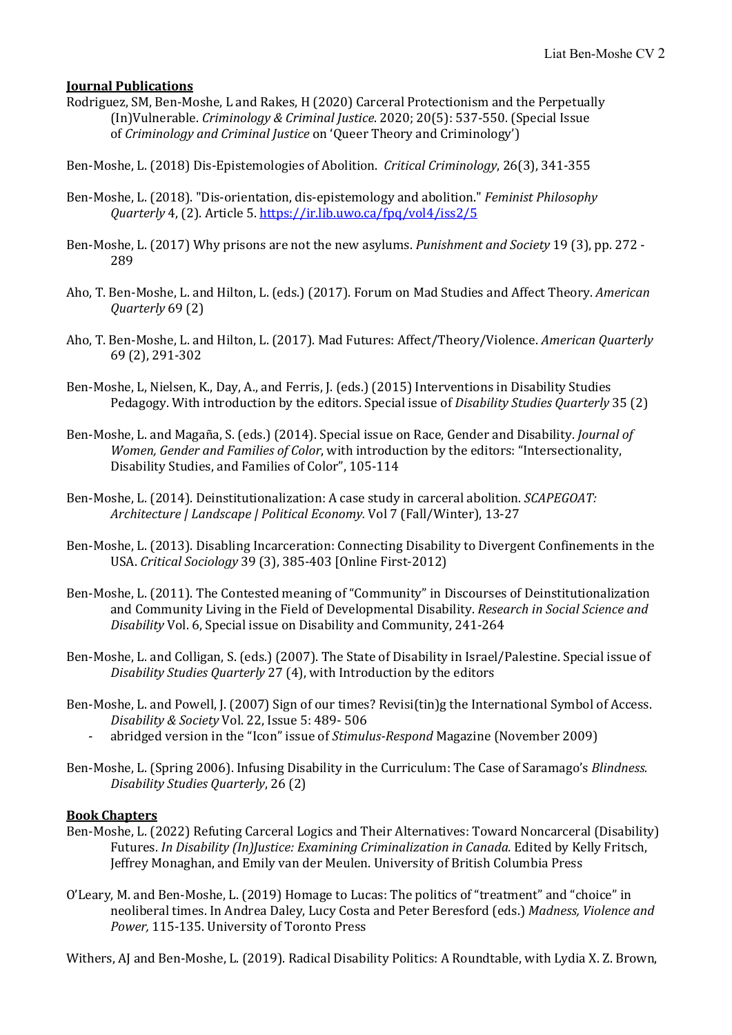**Journal Publications**

Rodriguez, SM, Ben-Moshe, L and Rakes, H (2020) Carceral Protectionism and the Perpetually (In)Vulnerable. *Criminology & Criminal Justice*. 2020; 20(5): 537-550. (Special Issue of *Criminology and Criminal Justice* on 'Queer Theory and Criminology')

Ben-Moshe, L. (2018) Dis-Epistemologies of Abolition. *Critical Criminology*, 26(3), 341-355

Ben-Moshe, L. (2018). "Dis-orientation, dis-epistemology and abolition." *Feminist Philosophy Quarterly* 4, (2). Article 5. https://ir.lib.uwo.ca/fpq/vol4/iss2/5

Ben-Moshe, L. (2017) Why prisons are not the new asylums. *Punishment and Society* 19 (3), pp. 272 - 289

Aho, T. Ben-Moshe, L. and Hilton, L. (eds.) (2017). Forum on Mad Studies and Affect Theory. *American Quarterly* 69 (2)

Aho, T. Ben-Moshe, L. and Hilton, L. (2017). Mad Futures: Affect/Theory/Violence. *American Quarterly* 69 (2), 291-302

Ben-Moshe, L, Nielsen, K., Day, A., and Ferris, J. (eds.) (2015) Interventions in Disability Studies Pedagogy. With introduction by the editors. Special issue of *Disability Studies Quarterly* 35 (2)

Ben-Moshe, L. and Magaña, S. (eds.) (2014). Special issue on Race, Gender and Disability. *Journal of Women, Gender and Families of Color*, with introduction by the editors: "Intersectionality, Disability Studies, and Families of Color", 105-114

Ben-Moshe, L. (2014). Deinstitutionalization: A case study in carceral abolition. *SCAPEGOAT: Architecture | Landscape | Political Economy.* Vol 7 (Fall/Winter), 13-27

Ben-Moshe, L. (2013). Disabling Incarceration: Connecting Disability to Divergent Confinements in the USA. *Critical Sociology* 39 (3), 385-403 [Online First-2012)

Ben-Moshe, L. (2011). The Contested meaning of "Community" in Discourses of Deinstitutionalization and Community Living in the Field of Developmental Disability. *Research in Social Science and Disability* Vol. 6, Special issue on Disability and Community, 241-264

Ben-Moshe, L. and Colligan, S. (eds.) (2007). The State of Disability in Israel/Palestine. Special issue of *Disability Studies Quarterly* 27 (4), with Introduction by the editors

Ben-Moshe, L. and Powell, J. (2007) Sign of our times? Revisi(tin)g the International Symbol of Access. *Disability & Society* Vol. 22, Issue 5: 489- 506

- abridged version in the "Icon" issue of *Stimulus-Respond* Magazine (November 2009)

Ben-Moshe, L. (Spring 2006). Infusing Disability in the Curriculum: The Case of Saramago's *Blindness. Disability Studies Quarterly*, 26 (2)

**Book Chapters**

Ben-Moshe, L. (2022) Refuting Carceral Logics and Their Alternatives: Toward Noncarceral (Disability) Futures. *In Disability (In)Justice: Examining Criminalization in Canada.* Edited by Kelly Fritsch, Jeffrey Monaghan, and Emily van der Meulen. University of British Columbia Press

O'Leary, M. and Ben-Moshe, L. (2019) Homage to Lucas: The politics of "treatment" and "choice" in neoliberal times. In Andrea Daley, Lucy Costa and Peter Beresford (eds.) *Madness, Violence and Power,* 115-135. University of Toronto Press

Withers, AJ and Ben-Moshe, L. (2019). Radical Disability Politics: A Roundtable, with Lydia X. Z. Brown,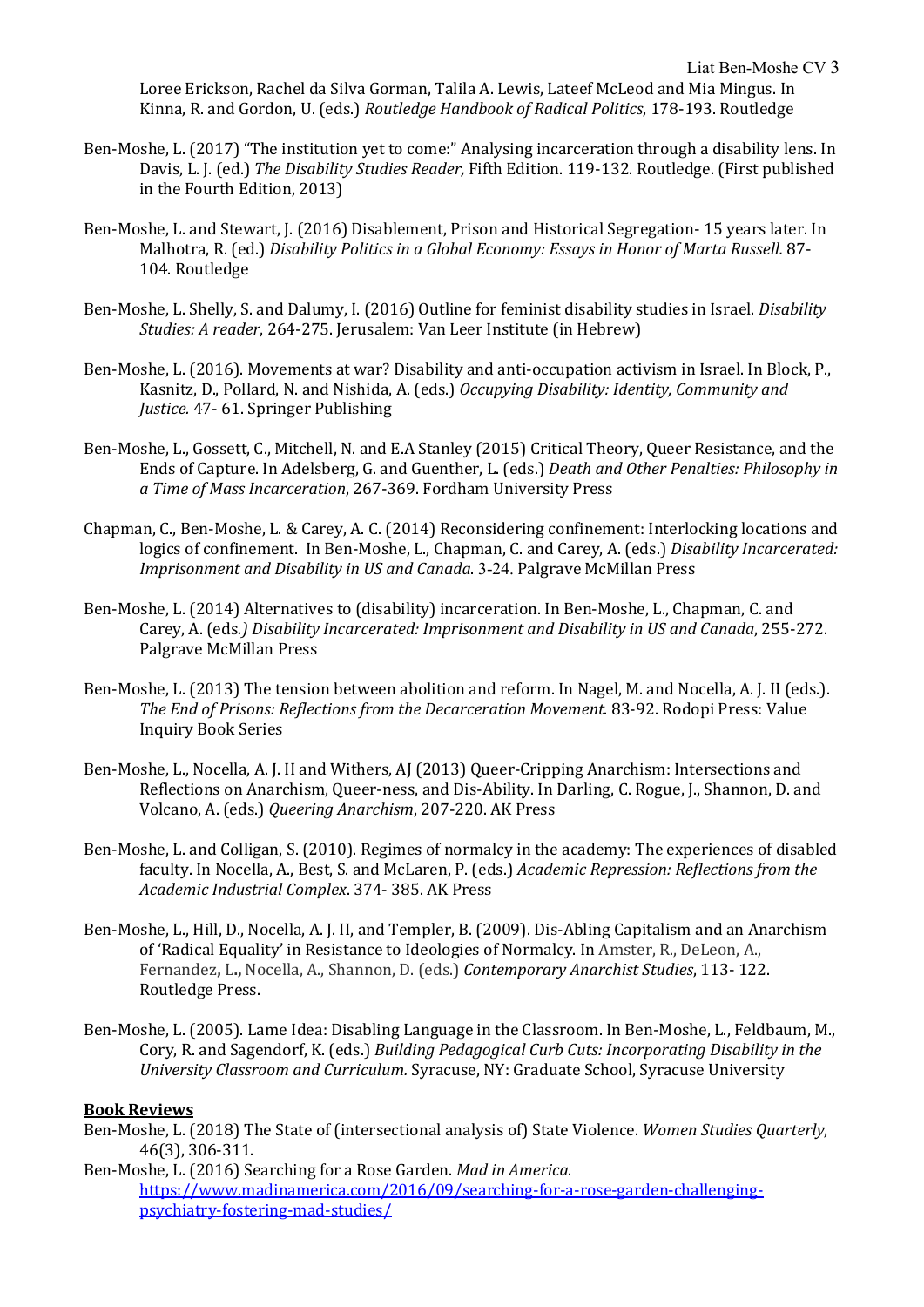Loree Erickson, Rachel da Silva Gorman, Talila A. Lewis, Lateef McLeod and Mia Mingus. In Kinna, R. and Gordon, U. (eds.) *Routledge Handbook of Radical Politics*, 178-193. Routledge

Ben-Moshe, L. (2017) "The institution yet to come:" Analysing incarceration through a disability lens. In Davis, L. J. (ed.) *The Disability Studies Reader,* Fifth Edition. 119-132. Routledge. (First published in the Fourth Edition, 2013)

Ben-Moshe, L. and Stewart, J. (2016) Disablement, Prison and Historical Segregation- 15 years later. In Malhotra, R. (ed.) *Disability Politics in a Global Economy: Essays in Honor of Marta Russell.* 87-104. Routledge

Ben-Moshe, L. Shelly, S. and Dalumy, I. (2016) Outline for feminist disability studies in Israel. *Disability Studies: A reader*, 264-275. Jerusalem: Van Leer Institute (in Hebrew)

Ben-Moshe, L. (2016). Movements at war? Disability and anti-occupation activism in Israel. In Block, P., Kasnitz, D., Pollard, N. and Nishida, A. (eds.) *Occupying Disability: Identity, Community and Justice.* 47- 61. Springer Publishing

Ben-Moshe, L., Gossett, C., Mitchell, N. and E.A Stanley (2015) Critical Theory, Queer Resistance, and the Ends of Capture. In Adelsberg, G. and Guenther, L. (eds.) *Death and Other Penalties: Philosophy in a Time of Mass Incarceration*, 267-369. Fordham University Press

Chapman, C., Ben-Moshe, L. & Carey, A. C. (2014) Reconsidering confinement: Interlocking locations and logics of confinement. In Ben-Moshe, L., Chapman, C. and Carey, A. (eds.) *Disability Incarcerated: Imprisonment and Disability in US and Canada*. 3-24. Palgrave McMillan Press

Ben-Moshe, L. (2014) Alternatives to (disability) incarceration. In Ben-Moshe, L., Chapman, C. and Carey, A. (eds.) *Disability Incarcerated: Imprisonment and Disability in US and Canada*, 255-272. Palgrave McMillan Press

Ben-Moshe, L. (2013) The tension between abolition and reform. In Nagel, M. and Nocella, A. J. II (eds.). *The End of Prisons: Reflections from the Decarceration Movement*. 83-92. Rodopi Press: Value Inquiry Book Series

Ben-Moshe, L., Nocella, A. J. II and Withers, AJ (2013) Queer-Cripping Anarchism: Intersections and Reflections on Anarchism, Queer-ness, and Dis-Ability. In Darling, C. Rogue, J., Shannon, D. and Volcano, A. (eds.) *Queering Anarchism*, 207-220. AK Press

Ben-Moshe, L. and Colligan, S. (2010). Regimes of normalcy in the academy: The experiences of disabled faculty. In Nocella, A., Best, S. and McLaren, P. (eds.) *Academic Repression: Reflections from the Academic Industrial Complex*. 374- 385. AK Press

Ben-Moshe, L., Hill, D., Nocella, A. J. II, and Templer, B. (2009). Dis-Abling Capitalism and an Anarchism of 'Radical Equality' in Resistance to Ideologies of Normalcy. In Amster, R., DeLeon, A., Fernandez, L., Nocella, A., Shannon, D. (eds.) *Contemporary Anarchist Studies*, 113- 122. Routledge Press.

Ben-Moshe, L. (2005). Lame Idea: Disabling Language in the Classroom. In Ben-Moshe, L., Feldbaum, M., Cory, R. and Sagendorf, K. (eds.) *Building Pedagogical Curb Cuts: Incorporating Disability in the University Classroom and Curriculum.* Syracuse, NY: Graduate School, Syracuse University

**Book Reviews**

Ben-Moshe, L. (2018) The State of (intersectional analysis of) State Violence. *Women Studies Quarterly*, 46(3), 306-311.

Ben-Moshe, L. (2016) Searching for a Rose Garden. *Mad in America*. https://www.madinamerica.com/2016/09/searching-for-a-rose-garden-challenging-psychiatry-fostering-mad-studies/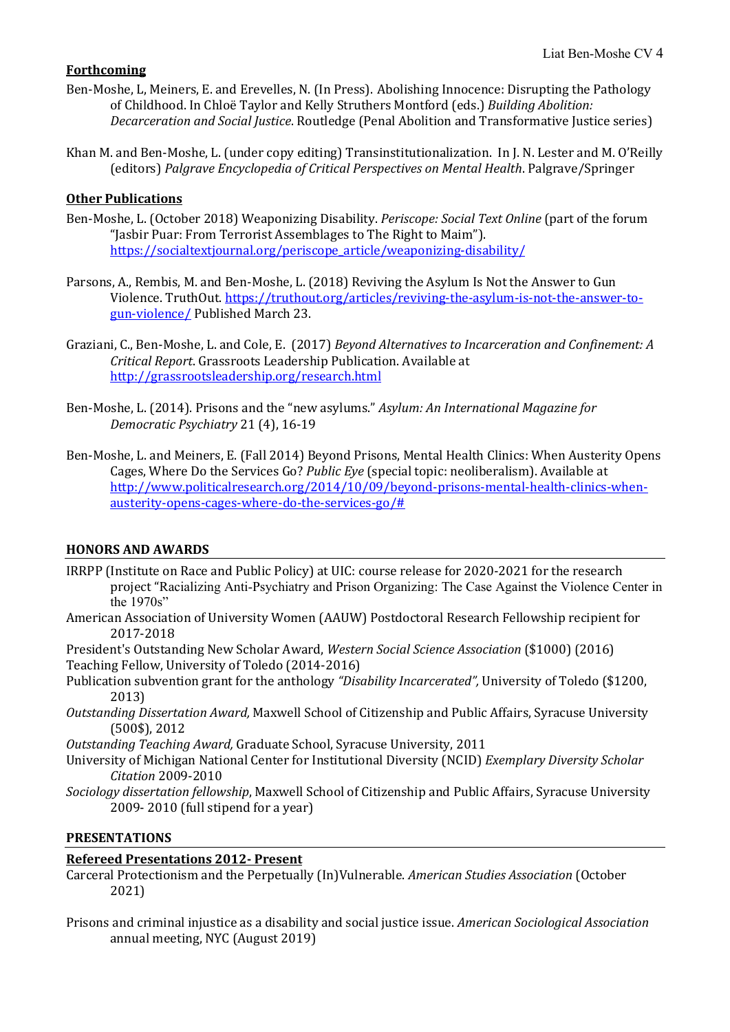**Forthcoming**

Ben-Moshe, L, Meiners, E. and Erevelles, N. (In Press). Abolishing Innocence: Disrupting the Pathology of Childhood. In Chloë Taylor and Kelly Struthers Montford (eds.) *Building Abolition: Decarceration and Social Justice*. Routledge (Penal Abolition and Transformative Justice series)

Khan M. and Ben-Moshe, L. (under copy editing) Transinstitutionalization. In J. N. Lester and M. O'Reilly (editors) *Palgrave Encyclopedia of Critical Perspectives on Mental Health*. Palgrave/Springer

**Other Publications**

Ben-Moshe, L. (October 2018) Weaponizing Disability. *Periscope: Social Text Online* (part of the forum "Jasbir Puar: From Terrorist Assemblages to The Right to Maim"). https://socialtextjournal.org/periscope_article/weaponizing-disability/

Parsons, A., Rembis, M. and Ben-Moshe, L. (2018) Reviving the Asylum Is Not the Answer to Gun Violence. TruthOut. https://truthout.org/articles/reviving-the-asylum-is-not-the-answer-to-gun-violence/ Published March 23.

Graziani, C., Ben-Moshe, L. and Cole, E. (2017) *Beyond Alternatives to Incarceration and Confinement: A Critical Report*. Grassroots Leadership Publication. Available at http://grassrootsleadership.org/research.html

Ben-Moshe, L. (2014). Prisons and the "new asylums." *Asylum: An International Magazine for Democratic Psychiatry* 21 (4), 16-19

Ben-Moshe, L. and Meiners, E. (Fall 2014) Beyond Prisons, Mental Health Clinics: When Austerity Opens Cages, Where Do the Services Go? *Public Eye* (special topic: neoliberalism). Available at http://www.politicalresearch.org/2014/10/09/beyond-prisons-mental-health-clinics-when-austerity-opens-cages-where-do-the-services-go/#

## HONORS AND AWARDS

IRRPP (Institute on Race and Public Policy) at UIC: course release for 2020-2021 for the research project "Racializing Anti-Psychiatry and Prison Organizing: The Case Against the Violence Center in the 1970s"

American Association of University Women (AAUW) Postdoctoral Research Fellowship recipient for 2017-2018

President's Outstanding New Scholar Award, *Western Social Science Association* ($1000) (2016)

Teaching Fellow, University of Toledo (2014-2016)

Publication subvention grant for the anthology *"Disability Incarcerated",* University of Toledo ($1200, 2013)

*Outstanding Dissertation Award,* Maxwell School of Citizenship and Public Affairs, Syracuse University (500$), 2012

*Outstanding Teaching Award,* Graduate School, Syracuse University, 2011

University of Michigan National Center for Institutional Diversity (NCID) *Exemplary Diversity Scholar Citation* 2009-2010

*Sociology dissertation fellowship*, Maxwell School of Citizenship and Public Affairs, Syracuse University 2009- 2010 (full stipend for a year)

## PRESENTATIONS

**Refereed Presentations 2012- Present**

Carceral Protectionism and the Perpetually (In)Vulnerable. *American Studies Association* (October 2021)

Prisons and criminal injustice as a disability and social justice issue. *American Sociological Association* annual meeting, NYC (August 2019)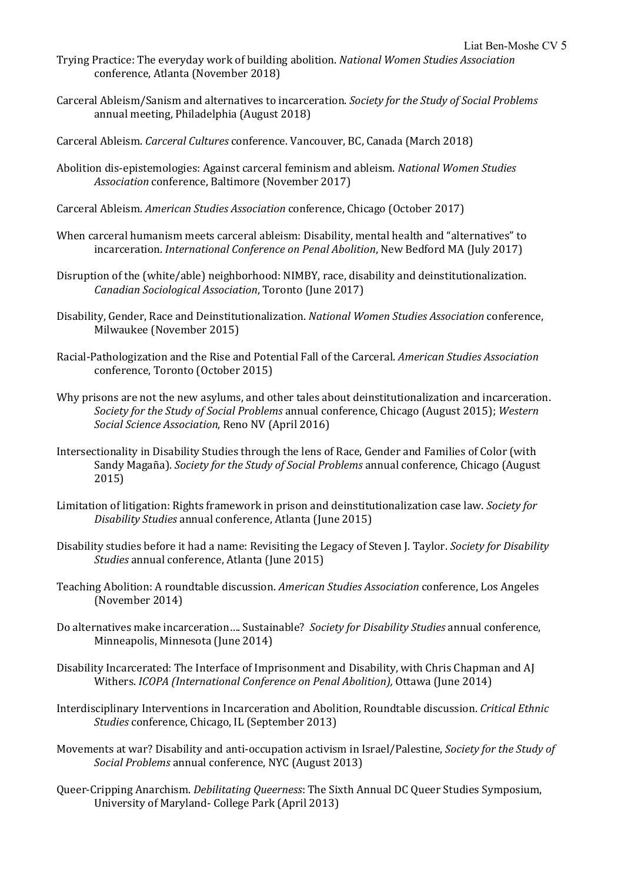Trying Practice: The everyday work of building abolition. *National Women Studies Association* conference, Atlanta (November 2018)

Carceral Ableism/Sanism and alternatives to incarceration. *Society for the Study of Social Problems* annual meeting, Philadelphia (August 2018)

Carceral Ableism. *Carceral Cultures* conference. Vancouver, BC, Canada (March 2018)

Abolition dis-epistemologies: Against carceral feminism and ableism. *National Women Studies Association* conference, Baltimore (November 2017)

Carceral Ableism. *American Studies Association* conference, Chicago (October 2017)

When carceral humanism meets carceral ableism: Disability, mental health and "alternatives" to incarceration. *International Conference on Penal Abolition*, New Bedford MA (July 2017)

Disruption of the (white/able) neighborhood: NIMBY, race, disability and deinstitutionalization. *Canadian Sociological Association*, Toronto (June 2017)

Disability, Gender, Race and Deinstitutionalization. *National Women Studies Association* conference, Milwaukee (November 2015)

Racial-Pathologization and the Rise and Potential Fall of the Carceral. *American Studies Association* conference, Toronto (October 2015)

Why prisons are not the new asylums, and other tales about deinstitutionalization and incarceration. *Society for the Study of Social Problems* annual conference, Chicago (August 2015); *Western Social Science Association*, Reno NV (April 2016)

Intersectionality in Disability Studies through the lens of Race, Gender and Families of Color (with Sandy Magaña). *Society for the Study of Social Problems* annual conference, Chicago (August 2015)

Limitation of litigation: Rights framework in prison and deinstitutionalization case law. *Society for Disability Studies* annual conference, Atlanta (June 2015)

Disability studies before it had a name: Revisiting the Legacy of Steven J. Taylor. *Society for Disability Studies* annual conference, Atlanta (June 2015)

Teaching Abolition: A roundtable discussion. *American Studies Association* conference, Los Angeles (November 2014)

Do alternatives make incarceration…. Sustainable? *Society for Disability Studies* annual conference, Minneapolis, Minnesota (June 2014)

Disability Incarcerated: The Interface of Imprisonment and Disability, with Chris Chapman and AJ Withers. *ICOPA (International Conference on Penal Abolition),* Ottawa (June 2014)

Interdisciplinary Interventions in Incarceration and Abolition, Roundtable discussion. *Critical Ethnic Studies* conference, Chicago, IL (September 2013)

Movements at war? Disability and anti-occupation activism in Israel/Palestine, *Society for the Study of Social Problems* annual conference, NYC (August 2013)

Queer-Cripping Anarchism. *Debilitating Queerness*: The Sixth Annual DC Queer Studies Symposium, University of Maryland- College Park (April 2013)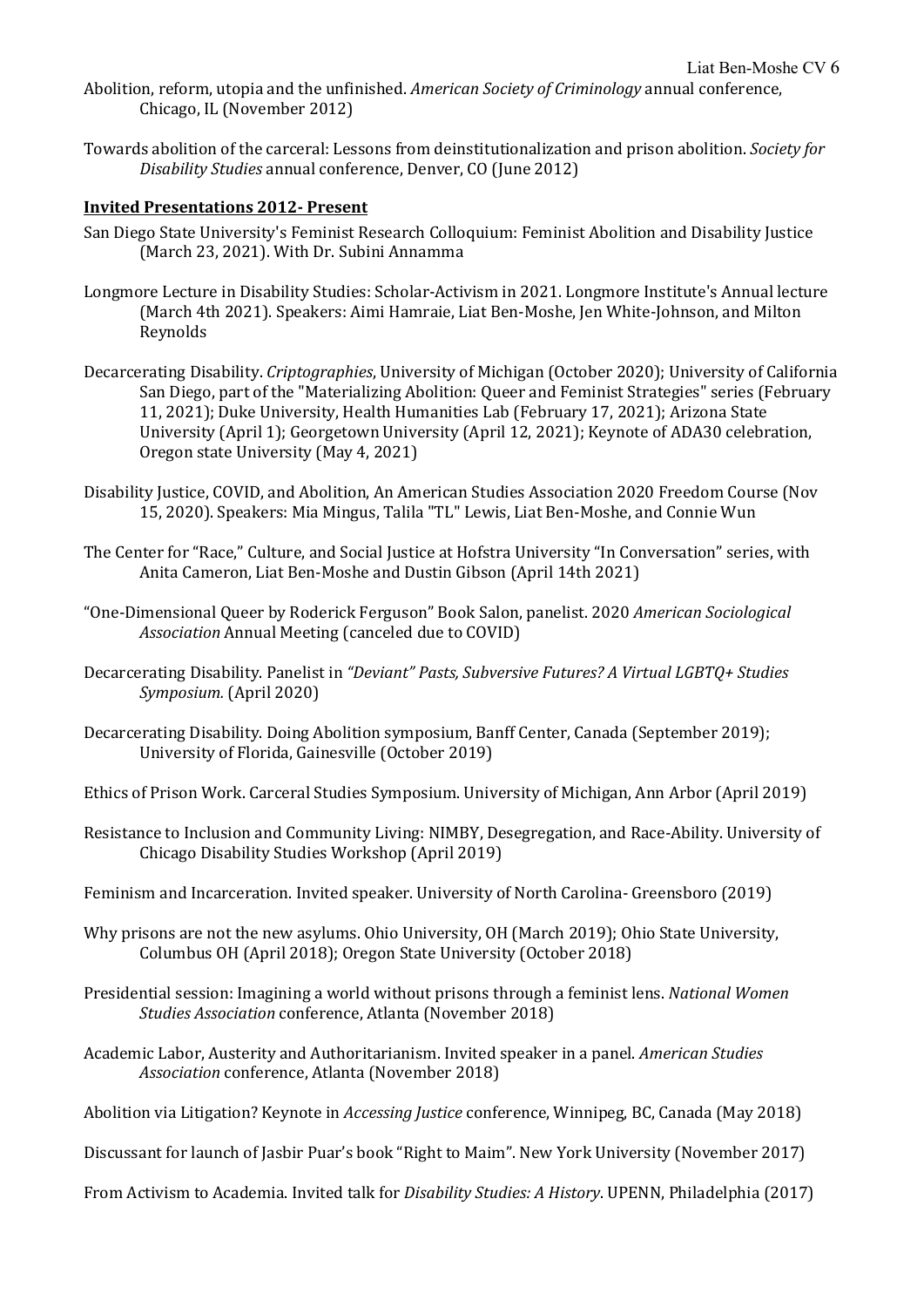Abolition, reform, utopia and the unfinished. *American Society of Criminology* annual conference, Chicago, IL (November 2012)

Towards abolition of the carceral: Lessons from deinstitutionalization and prison abolition. *Society for Disability Studies* annual conference, Denver, CO (June 2012)

**Invited Presentations 2012- Present**

San Diego State University's Feminist Research Colloquium: Feminist Abolition and Disability Justice (March 23, 2021). With Dr. Subini Annamma

Longmore Lecture in Disability Studies: Scholar-Activism in 2021. Longmore Institute's Annual lecture (March 4th 2021). Speakers: Aimi Hamraie, Liat Ben-Moshe, Jen White-Johnson, and Milton Reynolds

Decarcerating Disability. *Criptographies*, University of Michigan (October 2020); University of California San Diego, part of the "Materializing Abolition: Queer and Feminist Strategies" series (February 11, 2021); Duke University, Health Humanities Lab (February 17, 2021); Arizona State University (April 1); Georgetown University (April 12, 2021); Keynote of ADA30 celebration, Oregon state University (May 4, 2021)

Disability Justice, COVID, and Abolition, An American Studies Association 2020 Freedom Course (Nov 15, 2020). Speakers: Mia Mingus, Talila "TL" Lewis, Liat Ben-Moshe, and Connie Wun

The Center for "Race," Culture, and Social Justice at Hofstra University "In Conversation" series, with Anita Cameron, Liat Ben-Moshe and Dustin Gibson (April 14th 2021)

"One-Dimensional Queer by Roderick Ferguson" Book Salon, panelist. 2020 *American Sociological Association* Annual Meeting (canceled due to COVID)

Decarcerating Disability. Panelist in *"Deviant" Pasts, Subversive Futures? A Virtual LGBTQ+ Studies Symposium.* (April 2020)

Decarcerating Disability. Doing Abolition symposium, Banff Center, Canada (September 2019); University of Florida, Gainesville (October 2019)

Ethics of Prison Work. Carceral Studies Symposium. University of Michigan, Ann Arbor (April 2019)

Resistance to Inclusion and Community Living: NIMBY, Desegregation, and Race-Ability. University of Chicago Disability Studies Workshop (April 2019)

Feminism and Incarceration. Invited speaker. University of North Carolina- Greensboro (2019)

Why prisons are not the new asylums. Ohio University, OH (March 2019); Ohio State University, Columbus OH (April 2018); Oregon State University (October 2018)

Presidential session: Imagining a world without prisons through a feminist lens. *National Women Studies Association* conference, Atlanta (November 2018)

Academic Labor, Austerity and Authoritarianism. Invited speaker in a panel. *American Studies Association* conference, Atlanta (November 2018)

Abolition via Litigation? Keynote in *Accessing Justice* conference, Winnipeg, BC, Canada (May 2018)

Discussant for launch of Jasbir Puar's book "Right to Maim". New York University (November 2017)

From Activism to Academia. Invited talk for *Disability Studies: A History*. UPENN, Philadelphia (2017)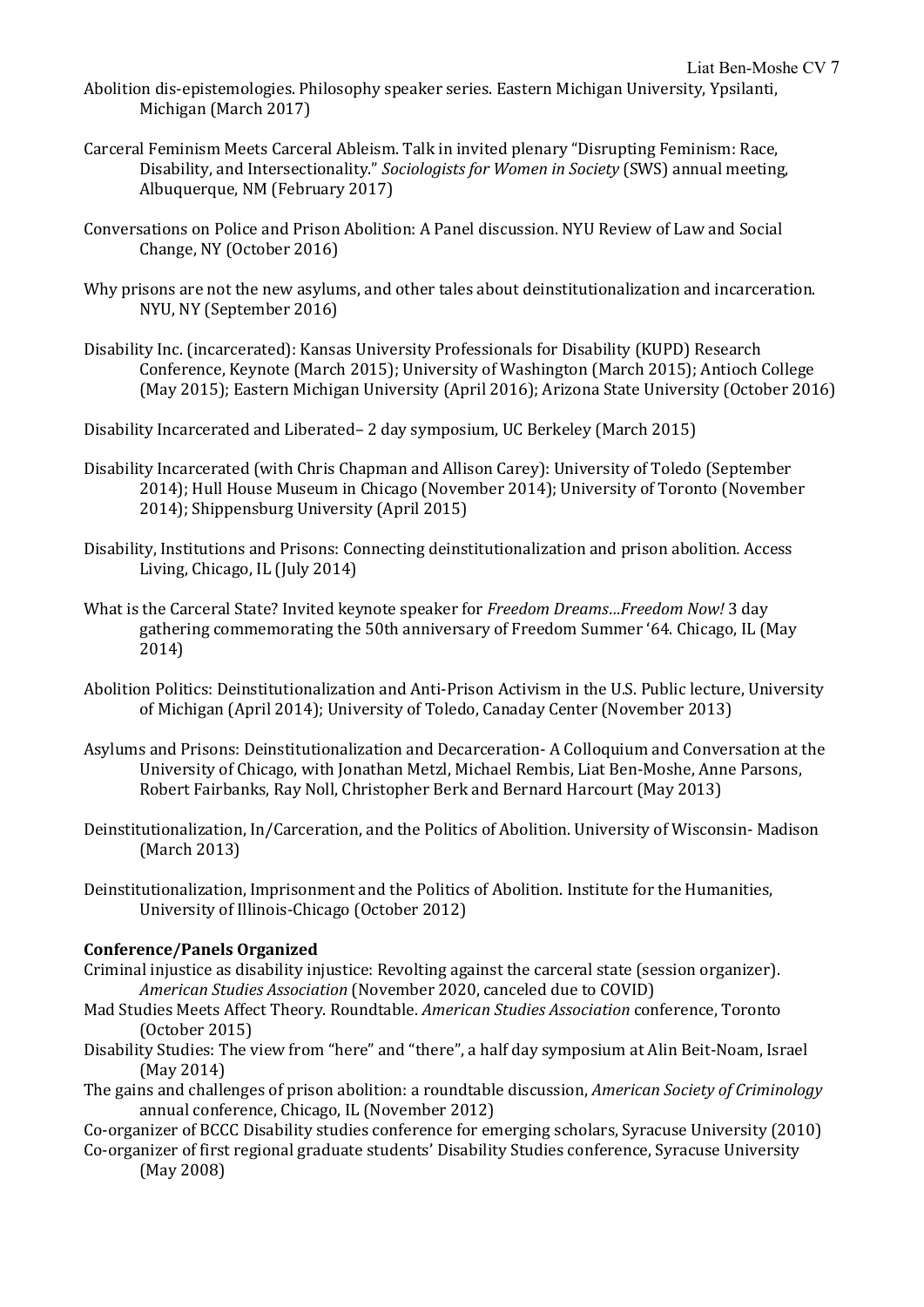Abolition dis-epistemologies. Philosophy speaker series. Eastern Michigan University, Ypsilanti, Michigan (March 2017)

Carceral Feminism Meets Carceral Ableism. Talk in invited plenary "Disrupting Feminism: Race, Disability, and Intersectionality." *Sociologists for Women in Society* (SWS) annual meeting, Albuquerque, NM (February 2017)

Conversations on Police and Prison Abolition: A Panel discussion. NYU Review of Law and Social Change, NY (October 2016)

Why prisons are not the new asylums, and other tales about deinstitutionalization and incarceration. NYU, NY (September 2016)

Disability Inc. (incarcerated): Kansas University Professionals for Disability (KUPD) Research Conference, Keynote (March 2015); University of Washington (March 2015); Antioch College (May 2015); Eastern Michigan University (April 2016); Arizona State University (October 2016)

Disability Incarcerated and Liberated– 2 day symposium, UC Berkeley (March 2015)

Disability Incarcerated (with Chris Chapman and Allison Carey): University of Toledo (September 2014); Hull House Museum in Chicago (November 2014); University of Toronto (November 2014); Shippensburg University (April 2015)

Disability, Institutions and Prisons: Connecting deinstitutionalization and prison abolition. Access Living, Chicago, IL (July 2014)

What is the Carceral State? Invited keynote speaker for *Freedom Dreams…Freedom Now!* 3 day gathering commemorating the 50th anniversary of Freedom Summer '64. Chicago, IL (May 2014)

Abolition Politics: Deinstitutionalization and Anti-Prison Activism in the U.S. Public lecture, University of Michigan (April 2014); University of Toledo, Canaday Center (November 2013)

Asylums and Prisons: Deinstitutionalization and Decarceration- A Colloquium and Conversation at the University of Chicago, with Jonathan Metzl, Michael Rembis, Liat Ben-Moshe, Anne Parsons, Robert Fairbanks, Ray Noll, Christopher Berk and Bernard Harcourt (May 2013)

Deinstitutionalization, In/Carceration, and the Politics of Abolition. University of Wisconsin- Madison (March 2013)

Deinstitutionalization, Imprisonment and the Politics of Abolition. Institute for the Humanities, University of Illinois-Chicago (October 2012)

**Conference/Panels Organized**

Criminal injustice as disability injustice: Revolting against the carceral state (session organizer). *American Studies Association* (November 2020, canceled due to COVID)

Mad Studies Meets Affect Theory. Roundtable. *American Studies Association* conference, Toronto (October 2015)

Disability Studies: The view from "here" and "there", a half day symposium at Alin Beit-Noam, Israel (May 2014)

The gains and challenges of prison abolition: a roundtable discussion, *American Society of Criminology* annual conference, Chicago, IL (November 2012)

Co-organizer of BCCC Disability studies conference for emerging scholars, Syracuse University (2010)

Co-organizer of first regional graduate students' Disability Studies conference, Syracuse University (May 2008)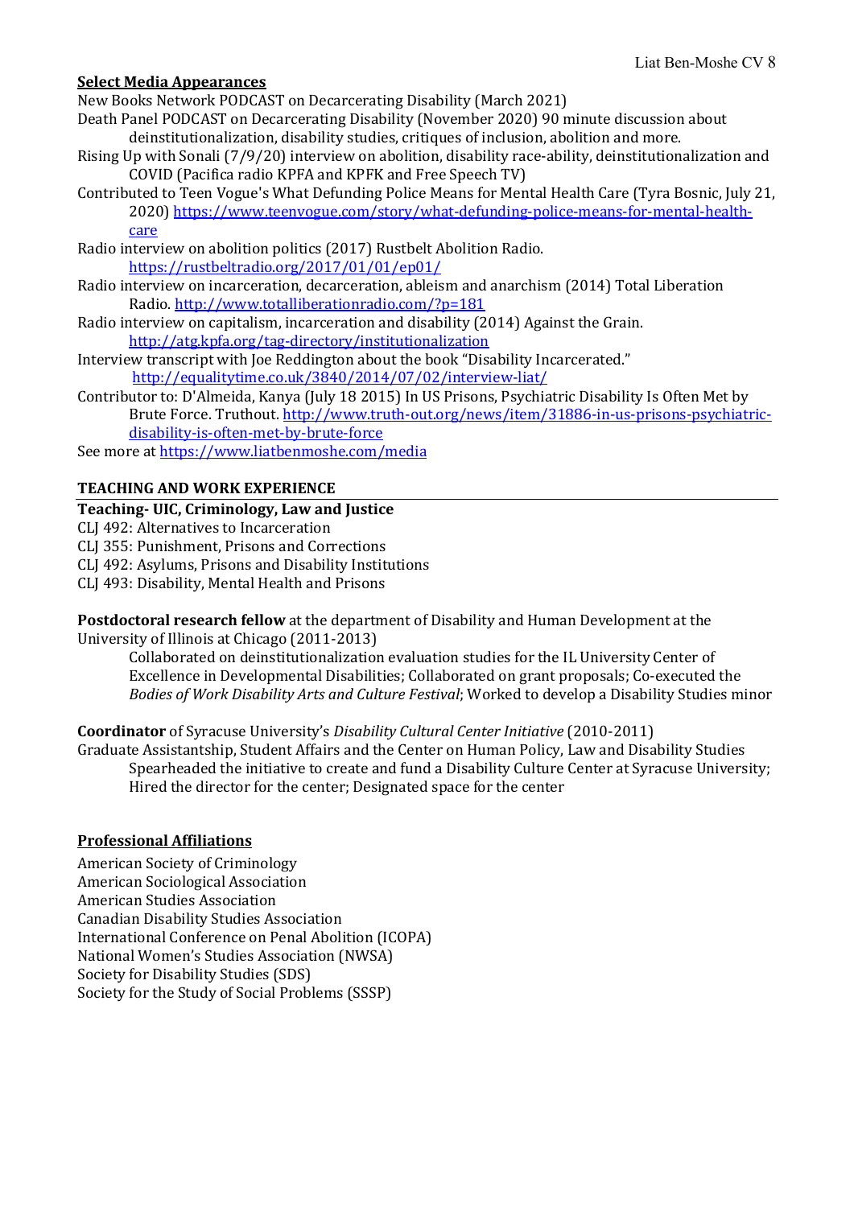## Select Media Appearances

New Books Network PODCAST on Decarcerating Disability (March 2021)

Death Panel PODCAST on Decarcerating Disability (November 2020) 90 minute discussion about deinstitutionalization, disability studies, critiques of inclusion, abolition and more.

Rising Up with Sonali (7/9/20) interview on abolition, disability race-ability, deinstitutionalization and COVID (Pacifica radio KPFA and KPFK and Free Speech TV)

Contributed to Teen Vogue's What Defunding Police Means for Mental Health Care (Tyra Bosnic, July 21, 2020) https://www.teenvogue.com/story/what-defunding-police-means-for-mental-health-care

Radio interview on abolition politics (2017) Rustbelt Abolition Radio. https://rustbeltradio.org/2017/01/01/ep01/

Radio interview on incarceration, decarceration, ableism and anarchism (2014) Total Liberation Radio. http://www.totalliberationradio.com/?p=181

Radio interview on capitalism, incarceration and disability (2014) Against the Grain. http://atg.kpfa.org/tag-directory/institutionalization

Interview transcript with Joe Reddington about the book "Disability Incarcerated." http://equalitytime.co.uk/3840/2014/07/02/interview-liat/

Contributor to: D'Almeida, Kanya (July 18 2015) In US Prisons, Psychiatric Disability Is Often Met by Brute Force. Truthout. http://www.truth-out.org/news/item/31886-in-us-prisons-psychiatric-disability-is-often-met-by-brute-force

See more at https://www.liatbenmoshe.com/media

## TEACHING AND WORK EXPERIENCE

**Teaching- UIC, Criminology, Law and Justice**

CLJ 492: Alternatives to Incarceration
CLJ 355: Punishment, Prisons and Corrections
CLJ 492: Asylums, Prisons and Disability Institutions
CLJ 493: Disability, Mental Health and Prisons

**Postdoctoral research fellow** at the department of Disability and Human Development at the University of Illinois at Chicago (2011-2013)

Collaborated on deinstitutionalization evaluation studies for the IL University Center of Excellence in Developmental Disabilities; Collaborated on grant proposals; Co-executed the *Bodies of Work Disability Arts and Culture Festival*; Worked to develop a Disability Studies minor

**Coordinator** of Syracuse University's *Disability Cultural Center Initiative* (2010-2011)

Graduate Assistantship, Student Affairs and the Center on Human Policy, Law and Disability Studies

Spearheaded the initiative to create and fund a Disability Culture Center at Syracuse University; Hired the director for the center; Designated space for the center

## Professional Affiliations

American Society of Criminology
American Sociological Association
American Studies Association
Canadian Disability Studies Association
International Conference on Penal Abolition (ICOPA)
National Women's Studies Association (NWSA)
Society for Disability Studies (SDS)
Society for the Study of Social Problems (SSSP)